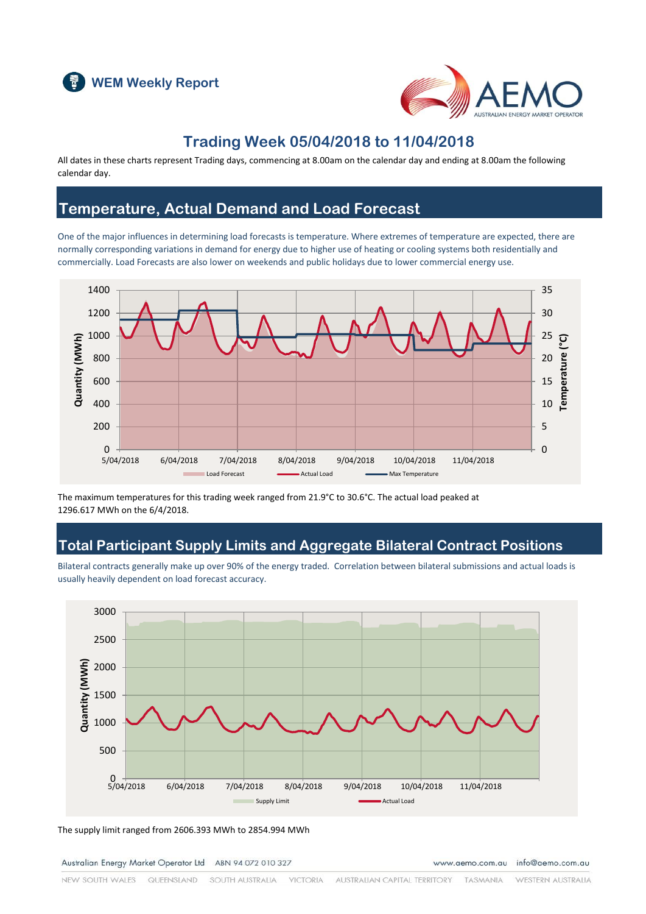# WEM Weekly Report

## Trading Week 05/04/2018 to 11/04/2018

All dates in these charts represent Trading days, commencing at 8.00am on the calendar day and ending at 8.00am the following calendar day.

## Temperature, Actual Demand and Load Forecast

One of the major influences in determining load forecasts is temperature. Where extremes of temperature are expected, there are normally corresponding variations in demand for energy due to higher use of heating or cooling systems both residentially and commercially. Load Forecasts are also lower on weekends and public holidays due to lower commercial energy use.

The maximum temperatures for this trading week ranged from 21.9°C to 30.6°C. The actual load peaked at 1296.617 MWh on the 6/4/2018.

## Total Participant Supply Limits and Aggregate Bilateral Contract Positions

Bilateral contracts generally make up over 90% of the energy traded. Correlation between bilateral submissions and actual loads is usually heavily dependent on load forecast accuracy.

The supply limit ranged from 2606.393 MWh to 2854.994 MWh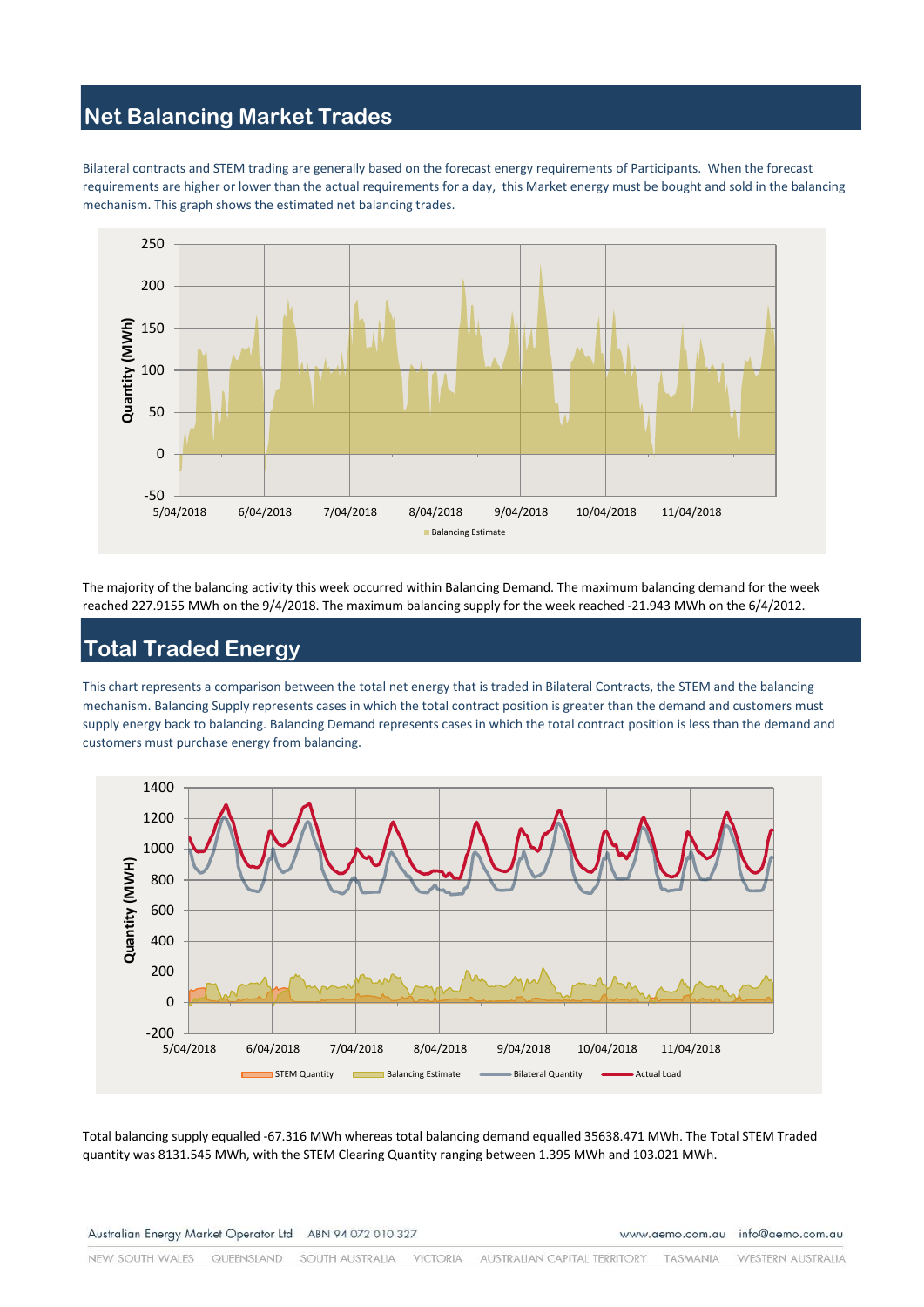## Net Balancing Market Trades

Bilateral contracts and STEM trading are generally based on the forecast energy requirements of Participants. When the forecast requirements are higher or lower than the actual requirements for a day, this Market energy must be bought and sold in the balancing mechanism. This graph shows the estimated net balancing trades.

The majority of the balancing activity this week occurred within Balancing Demand. The maximum balancing demand for the week reached 227.9155 MWh on the 9/4/2018. The maximum balancing supply for the week reached -21.943 MWh on the 6/4/2012.

## Total Traded Energy

This chart represents a comparison between the total net energy that is traded in Bilateral Contracts, the STEM and the balancing mechanism. Balancing Supply represents cases in which the total contract position is greater than the demand and customers must supply energy back to balancing. Balancing Demand represents cases in which the total contract position is less than the demand and customers must purchase energy from balancing.

Total balancing supply equalled -67.316 MWh whereas total balancing demand equalled 35638.471 MWh. The Total STEM Traded quantity was 8131.545 MWh, with the STEM Clearing Quantity ranging between 1.395 MWh and 103.021 MWh.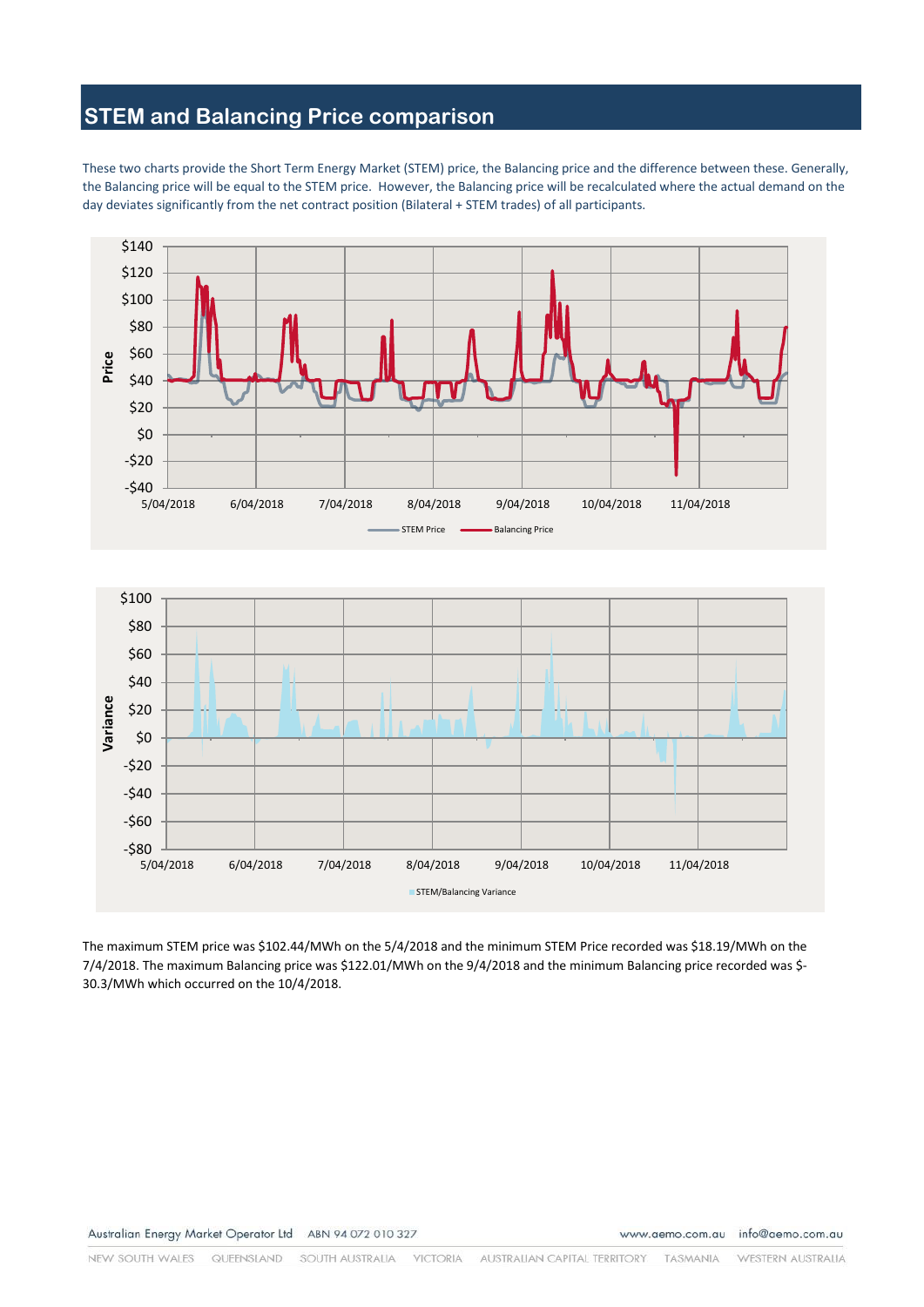# STEM and Balancing Price comparison

These two charts provide the Short Term Energy Market (STEM) price, the Balancing price and the difference between these. Generally, the Balancing price will be equal to the STEM price. However, the Balancing price will be recalculated where the actual demand on the day deviates significantly from the net contract position (Bilateral + STEM trades) of all participants.

Price

$140
$120
$100
$80
$60
$40
$20
$0
-$20
-$40

5/04/2018 6/04/2018 7/04/2018 8/04/2018 9/04/2018 10/04/2018 11/04/2018

STEM Price
Balancing Price

Variance

$100
$80
$60
$40
$20
$0
-$20
-$40
-$60
-$80

5/04/2018 6/04/2018 7/04/2018 8/04/2018 9/04/2018 10/04/2018 11/04/2018

STEM/Balancing Variance

The maximum STEM price was $102.44/MWh on the 5/4/2018 and the minimum STEM Price recorded was $18.19/MWh on the 7/4/2018. The maximum Balancing price was $122.01/MWh on the 9/4/2018 and the minimum Balancing price recorded was $-30.3/MWh which occurred on the 10/4/2018.